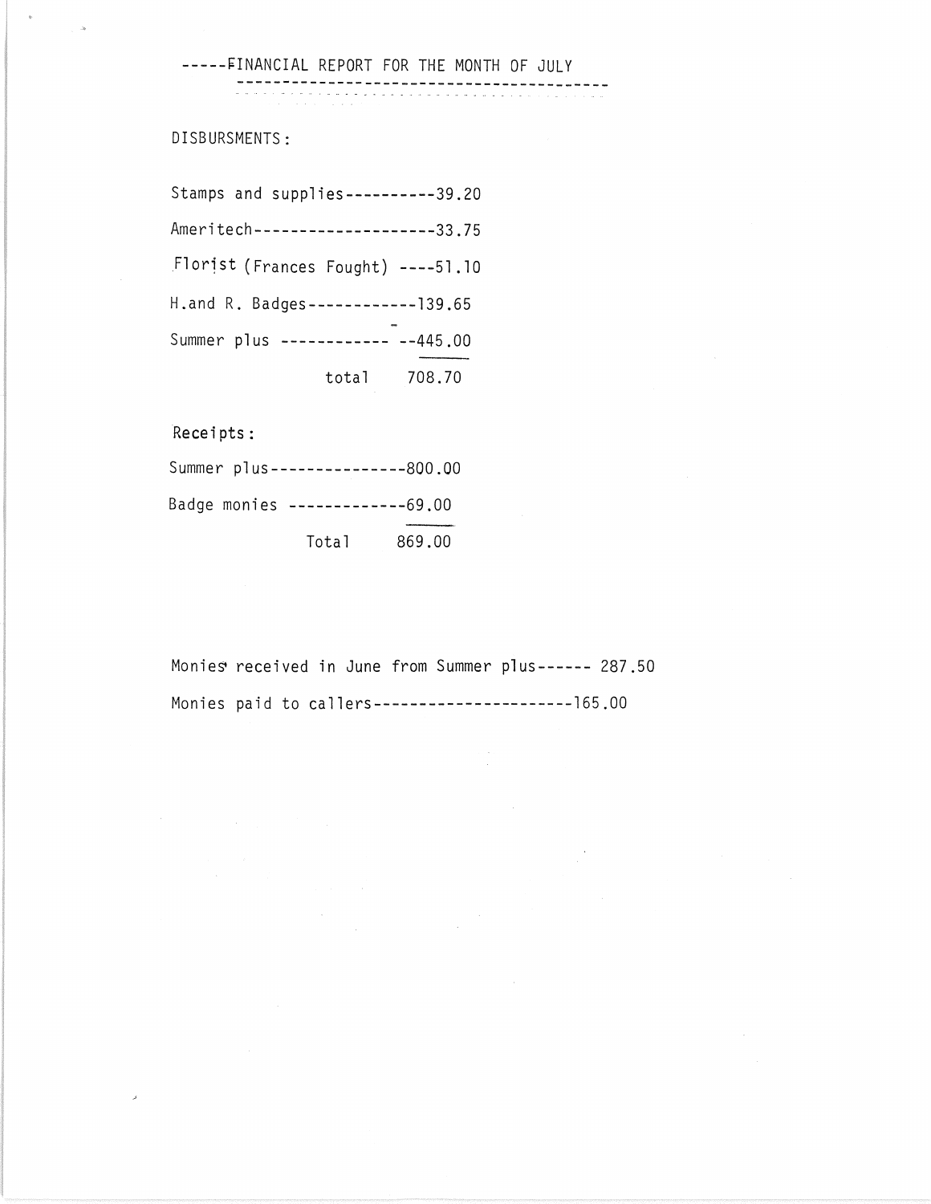## -----FINANCIAL REPORT FOR THE MONTH OF JULY

DISBURSMENTS:

Stamps and supplies----------39.20

Ameritech--------------------33.75

Florist (Frances Fought) ----51.10

H.and R. Badges------------139.65

Summer plus ------------ --445.00

total 708.70

Receipts:

Summer plus---------------800.00

Badge monies -------------69.00

Total 869.00

Monies received in June from Summer plus------ 287.50

Monies paid to callers----------------------165.00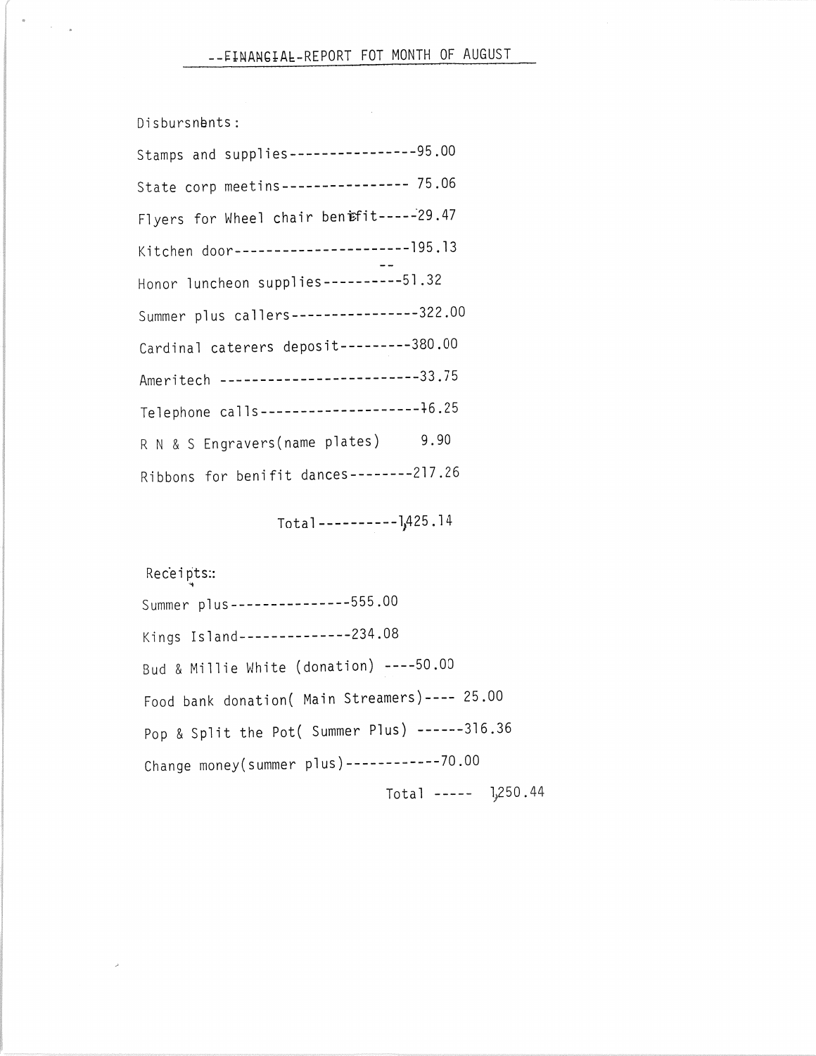## --~~FINANCIAL~~-REPORT FOT MONTH OF AUGUST

Disbursnents:

Stamps and supplies----------------95.00

State corp meetins---------------- 75.06

Flyers for Wheel chair benifit-----29.47

Kitchen door----------------------195.13

Honor luncheon supplies----------51.32

Summer plus callers----------------322.00

Cardinal caterers deposit---------380.00

Ameritech -------------------------33.75

Telephone calls--------------------16.25

R N & S Engravers(name plates) 9.90

Ribbons for benifit dances--------217.26

Total----------1,425.14

Receipts::

Summer plus---------------555.00

Kings Island--------------234.08

Bud & Millie White (donation) ----50.00

Food bank donation( Main Streamers)---- 25.00

Pop & Split the Pot( Summer Plus) ------316.36

Change money(summer plus)------------70.00

Total ----- 1,250.44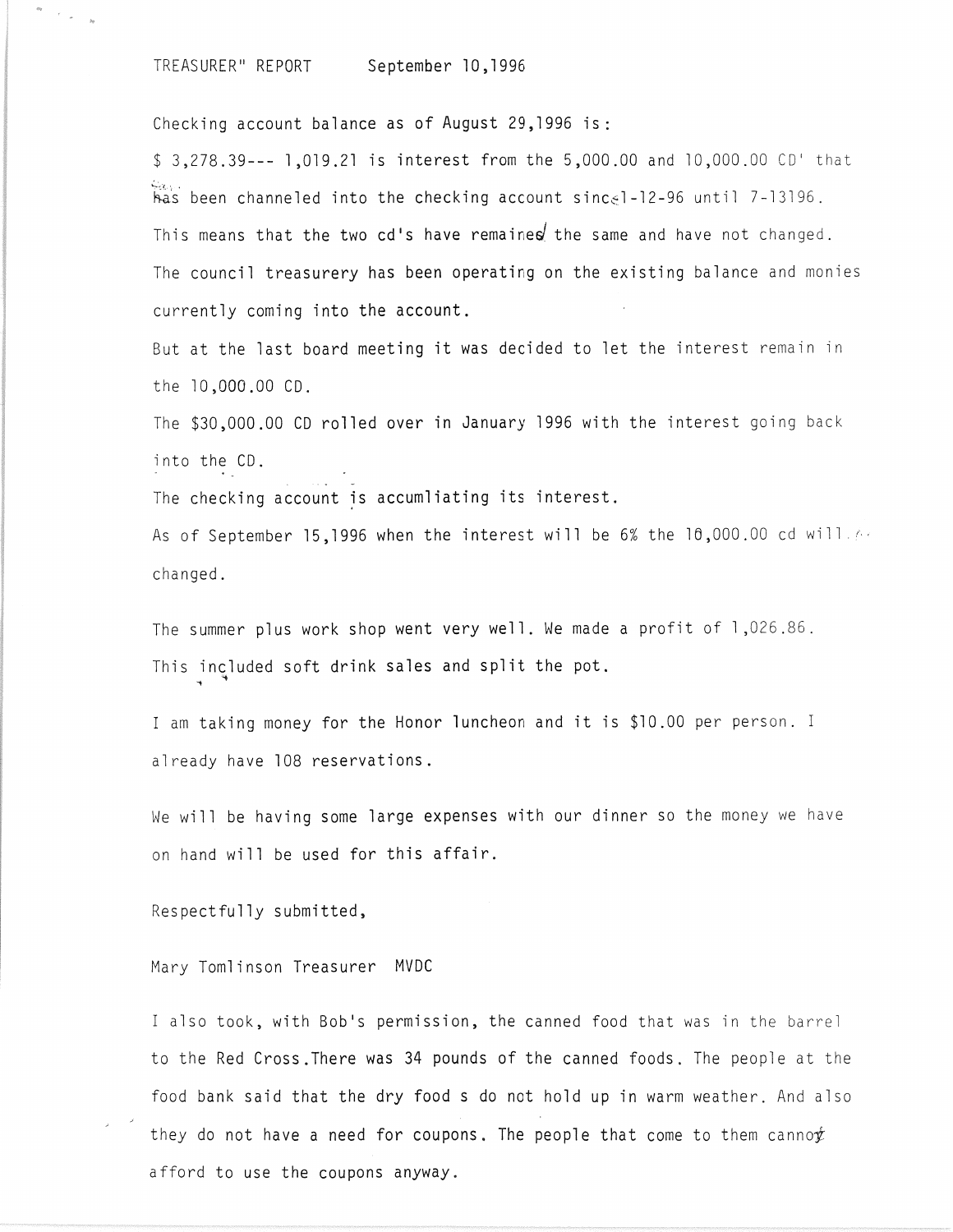TREASURER" REPORT September 10,1996

Checking account balance as of August 29,1996 is:

$ 3,278.39--- 1,019.21 is interest from the 5,000.00 and 10,000.00 CD' that has been channeled into the checking account since1-12-96 until 7-13196. This means that the two cd's have remained the same and have not changed. The council treasurery has been operating on the existing balance and monies currently coming into the account.

But at the last board meeting it was decided to let the interest remain in the 10,000.00 CD.

The $30,000.00 CD rolled over in January 1996 with the interest going back into the CD.

The checking account is accumliating its interest.

As of September 15,1996 when the interest will be 6% the 10,000.00 cd will be changed.

The summer plus work shop went very well. We made a profit of 1,026.86. This included soft drink sales and split the pot.

I am taking money for the Honor luncheon and it is $10.00 per person. I already have 108 reservations.

We will be having some large expenses with our dinner so the money we have on hand will be used for this affair.

Respectfully submitted,

Mary Tomlinson Treasurer MVDC

I also took, with Bob's permission, the canned food that was in the barrel to the Red Cross.There was 34 pounds of the canned foods. The people at the food bank said that the dry food s do not hold up in warm weather. And also they do not have a need for coupons. The people that come to them cannot afford to use the coupons anyway.